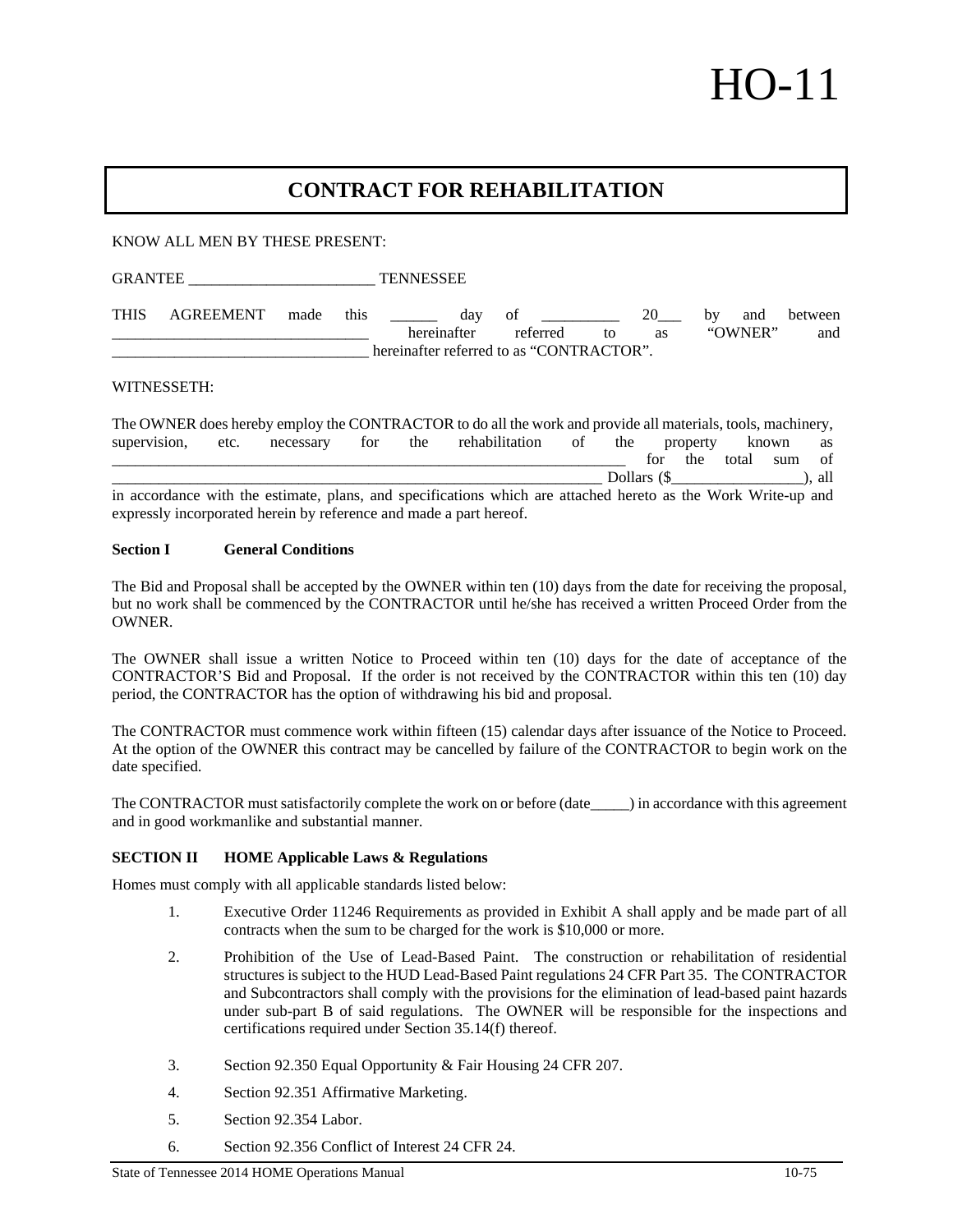# HO-11

## CONTRACT FOR REHABILITATION

KNOW ALL MEN BY THESE PRESENT:

GRANTEE ________________________ TENNESSEE

THIS AGREEMENT made this ______ day of __________ 20___ by and between _________________________________ hereinafter referred to as "OWNER" and _________________________________ hereinafter referred to as "CONTRACTOR".

WITNESSETH:

The OWNER does hereby employ the CONTRACTOR to do all the work and provide all materials, tools, machinery, supervision, etc. necessary for the rehabilitation of the property known as _________________________________________________________________ for the total sum of ________________________________________________________________ Dollars ($_________________), all in accordance with the estimate, plans, and specifications which are attached hereto as the Work Write-up and expressly incorporated herein by reference and made a part hereof.

**Section I General Conditions**

The Bid and Proposal shall be accepted by the OWNER within ten (10) days from the date for receiving the proposal, but no work shall be commenced by the CONTRACTOR until he/she has received a written Proceed Order from the OWNER.

The OWNER shall issue a written Notice to Proceed within ten (10) days for the date of acceptance of the CONTRACTOR'S Bid and Proposal. If the order is not received by the CONTRACTOR within this ten (10) day period, the CONTRACTOR has the option of withdrawing his bid and proposal.

The CONTRACTOR must commence work within fifteen (15) calendar days after issuance of the Notice to Proceed. At the option of the OWNER this contract may be cancelled by failure of the CONTRACTOR to begin work on the date specified.

The CONTRACTOR must satisfactorily complete the work on or before (date_____) in accordance with this agreement and in good workmanlike and substantial manner.

**SECTION II HOME Applicable Laws & Regulations**

Homes must comply with all applicable standards listed below:

1. Executive Order 11246 Requirements as provided in Exhibit A shall apply and be made part of all contracts when the sum to be charged for the work is $10,000 or more.
2. Prohibition of the Use of Lead-Based Paint. The construction or rehabilitation of residential structures is subject to the HUD Lead-Based Paint regulations 24 CFR Part 35. The CONTRACTOR and Subcontractors shall comply with the provisions for the elimination of lead-based paint hazards under sub-part B of said regulations. The OWNER will be responsible for the inspections and certifications required under Section 35.14(f) thereof.
3. Section 92.350 Equal Opportunity & Fair Housing 24 CFR 207.
4. Section 92.351 Affirmative Marketing.
5. Section 92.354 Labor.
6. Section 92.356 Conflict of Interest 24 CFR 24.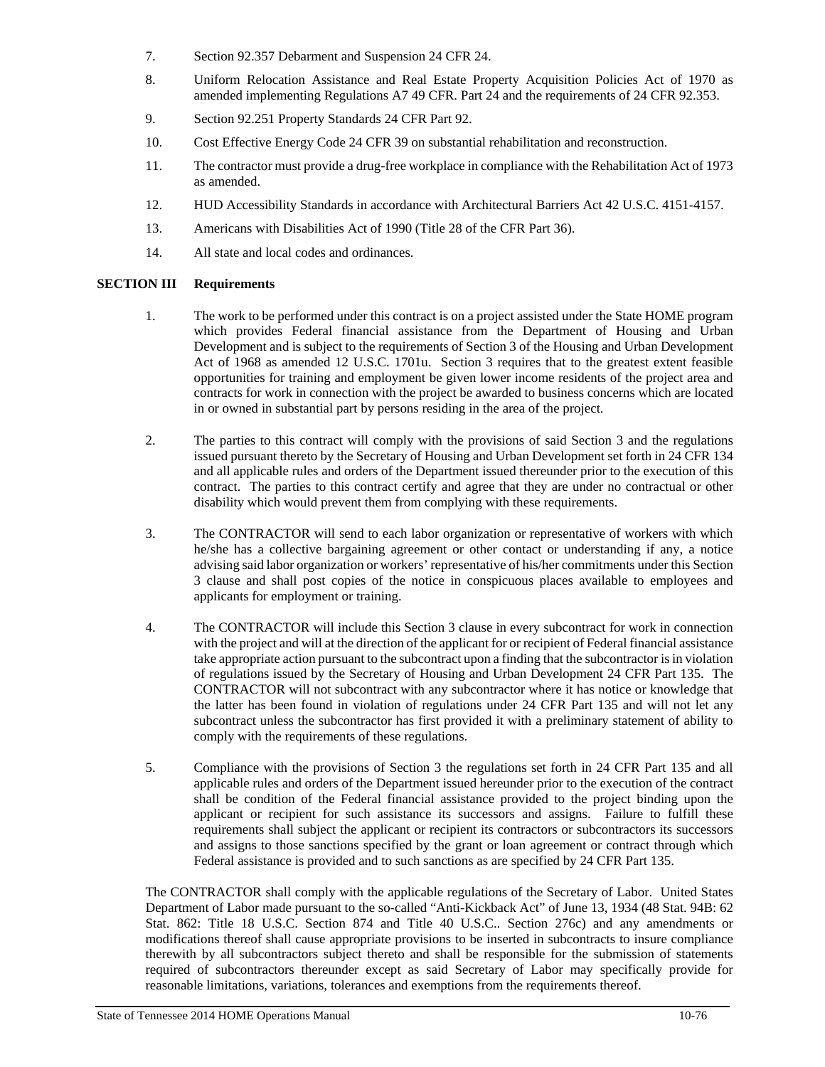7. Section 92.357 Debarment and Suspension 24 CFR 24.

8. Uniform Relocation Assistance and Real Estate Property Acquisition Policies Act of 1970 as amended implementing Regulations A7 49 CFR. Part 24 and the requirements of 24 CFR 92.353.

9. Section 92.251 Property Standards 24 CFR Part 92.

10. Cost Effective Energy Code 24 CFR 39 on substantial rehabilitation and reconstruction.

11. The contractor must provide a drug-free workplace in compliance with the Rehabilitation Act of 1973 as amended.

12. HUD Accessibility Standards in accordance with Architectural Barriers Act 42 U.S.C. 4151-4157.

13. Americans with Disabilities Act of 1990 (Title 28 of the CFR Part 36).

14. All state and local codes and ordinances.

**SECTION III Requirements**

1. The work to be performed under this contract is on a project assisted under the State HOME program which provides Federal financial assistance from the Department of Housing and Urban Development and is subject to the requirements of Section 3 of the Housing and Urban Development Act of 1968 as amended 12 U.S.C. 1701u. Section 3 requires that to the greatest extent feasible opportunities for training and employment be given lower income residents of the project area and contracts for work in connection with the project be awarded to business concerns which are located in or owned in substantial part by persons residing in the area of the project.

2. The parties to this contract will comply with the provisions of said Section 3 and the regulations issued pursuant thereto by the Secretary of Housing and Urban Development set forth in 24 CFR 134 and all applicable rules and orders of the Department issued thereunder prior to the execution of this contract. The parties to this contract certify and agree that they are under no contractual or other disability which would prevent them from complying with these requirements.

3. The CONTRACTOR will send to each labor organization or representative of workers with which he/she has a collective bargaining agreement or other contact or understanding if any, a notice advising said labor organization or workers' representative of his/her commitments under this Section 3 clause and shall post copies of the notice in conspicuous places available to employees and applicants for employment or training.

4. The CONTRACTOR will include this Section 3 clause in every subcontract for work in connection with the project and will at the direction of the applicant for or recipient of Federal financial assistance take appropriate action pursuant to the subcontract upon a finding that the subcontractor is in violation of regulations issued by the Secretary of Housing and Urban Development 24 CFR Part 135. The CONTRACTOR will not subcontract with any subcontractor where it has notice or knowledge that the latter has been found in violation of regulations under 24 CFR Part 135 and will not let any subcontract unless the subcontractor has first provided it with a preliminary statement of ability to comply with the requirements of these regulations.

5. Compliance with the provisions of Section 3 the regulations set forth in 24 CFR Part 135 and all applicable rules and orders of the Department issued hereunder prior to the execution of the contract shall be condition of the Federal financial assistance provided to the project binding upon the applicant or recipient for such assistance its successors and assigns. Failure to fulfill these requirements shall subject the applicant or recipient its contractors or subcontractors its successors and assigns to those sanctions specified by the grant or loan agreement or contract through which Federal assistance is provided and to such sanctions as are specified by 24 CFR Part 135.

The CONTRACTOR shall comply with the applicable regulations of the Secretary of Labor. United States Department of Labor made pursuant to the so-called "Anti-Kickback Act" of June 13, 1934 (48 Stat. 94B: 62 Stat. 862: Title 18 U.S.C. Section 874 and Title 40 U.S.C.. Section 276c) and any amendments or modifications thereof shall cause appropriate provisions to be inserted in subcontracts to insure compliance therewith by all subcontractors subject thereto and shall be responsible for the submission of statements required of subcontractors thereunder except as said Secretary of Labor may specifically provide for reasonable limitations, variations, tolerances and exemptions from the requirements thereof.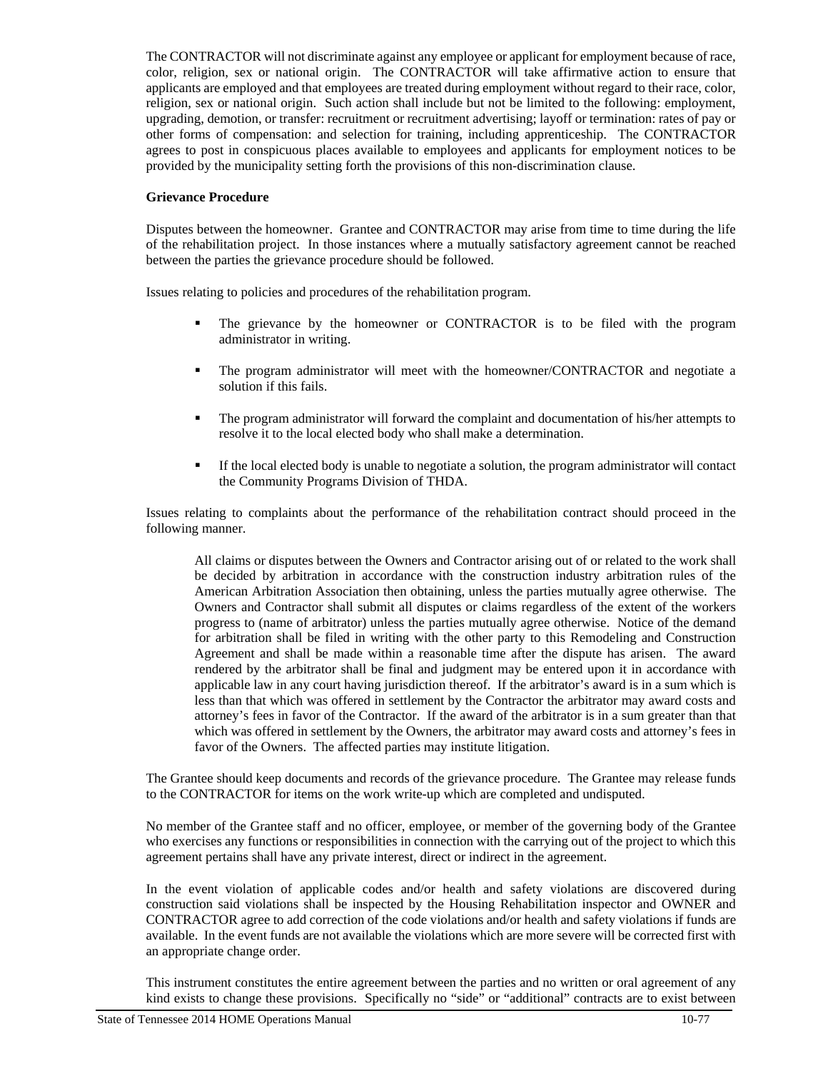The CONTRACTOR will not discriminate against any employee or applicant for employment because of race, color, religion, sex or national origin. The CONTRACTOR will take affirmative action to ensure that applicants are employed and that employees are treated during employment without regard to their race, color, religion, sex or national origin. Such action shall include but not be limited to the following: employment, upgrading, demotion, or transfer: recruitment or recruitment advertising; layoff or termination: rates of pay or other forms of compensation: and selection for training, including apprenticeship. The CONTRACTOR agrees to post in conspicuous places available to employees and applicants for employment notices to be provided by the municipality setting forth the provisions of this non-discrimination clause.

**Grievance Procedure**

Disputes between the homeowner. Grantee and CONTRACTOR may arise from time to time during the life of the rehabilitation project. In those instances where a mutually satisfactory agreement cannot be reached between the parties the grievance procedure should be followed.

Issues relating to policies and procedures of the rehabilitation program.

- The grievance by the homeowner or CONTRACTOR is to be filed with the program administrator in writing.
- The program administrator will meet with the homeowner/CONTRACTOR and negotiate a solution if this fails.
- The program administrator will forward the complaint and documentation of his/her attempts to resolve it to the local elected body who shall make a determination.
- If the local elected body is unable to negotiate a solution, the program administrator will contact the Community Programs Division of THDA.

Issues relating to complaints about the performance of the rehabilitation contract should proceed in the following manner.

> All claims or disputes between the Owners and Contractor arising out of or related to the work shall be decided by arbitration in accordance with the construction industry arbitration rules of the American Arbitration Association then obtaining, unless the parties mutually agree otherwise. The Owners and Contractor shall submit all disputes or claims regardless of the extent of the workers progress to (name of arbitrator) unless the parties mutually agree otherwise. Notice of the demand for arbitration shall be filed in writing with the other party to this Remodeling and Construction Agreement and shall be made within a reasonable time after the dispute has arisen. The award rendered by the arbitrator shall be final and judgment may be entered upon it in accordance with applicable law in any court having jurisdiction thereof. If the arbitrator's award is in a sum which is less than that which was offered in settlement by the Contractor the arbitrator may award costs and attorney's fees in favor of the Contractor. If the award of the arbitrator is in a sum greater than that which was offered in settlement by the Owners, the arbitrator may award costs and attorney's fees in favor of the Owners. The affected parties may institute litigation.

The Grantee should keep documents and records of the grievance procedure. The Grantee may release funds to the CONTRACTOR for items on the work write-up which are completed and undisputed.

No member of the Grantee staff and no officer, employee, or member of the governing body of the Grantee who exercises any functions or responsibilities in connection with the carrying out of the project to which this agreement pertains shall have any private interest, direct or indirect in the agreement.

In the event violation of applicable codes and/or health and safety violations are discovered during construction said violations shall be inspected by the Housing Rehabilitation inspector and OWNER and CONTRACTOR agree to add correction of the code violations and/or health and safety violations if funds are available. In the event funds are not available the violations which are more severe will be corrected first with an appropriate change order.

This instrument constitutes the entire agreement between the parties and no written or oral agreement of any kind exists to change these provisions. Specifically no "side" or "additional" contracts are to exist between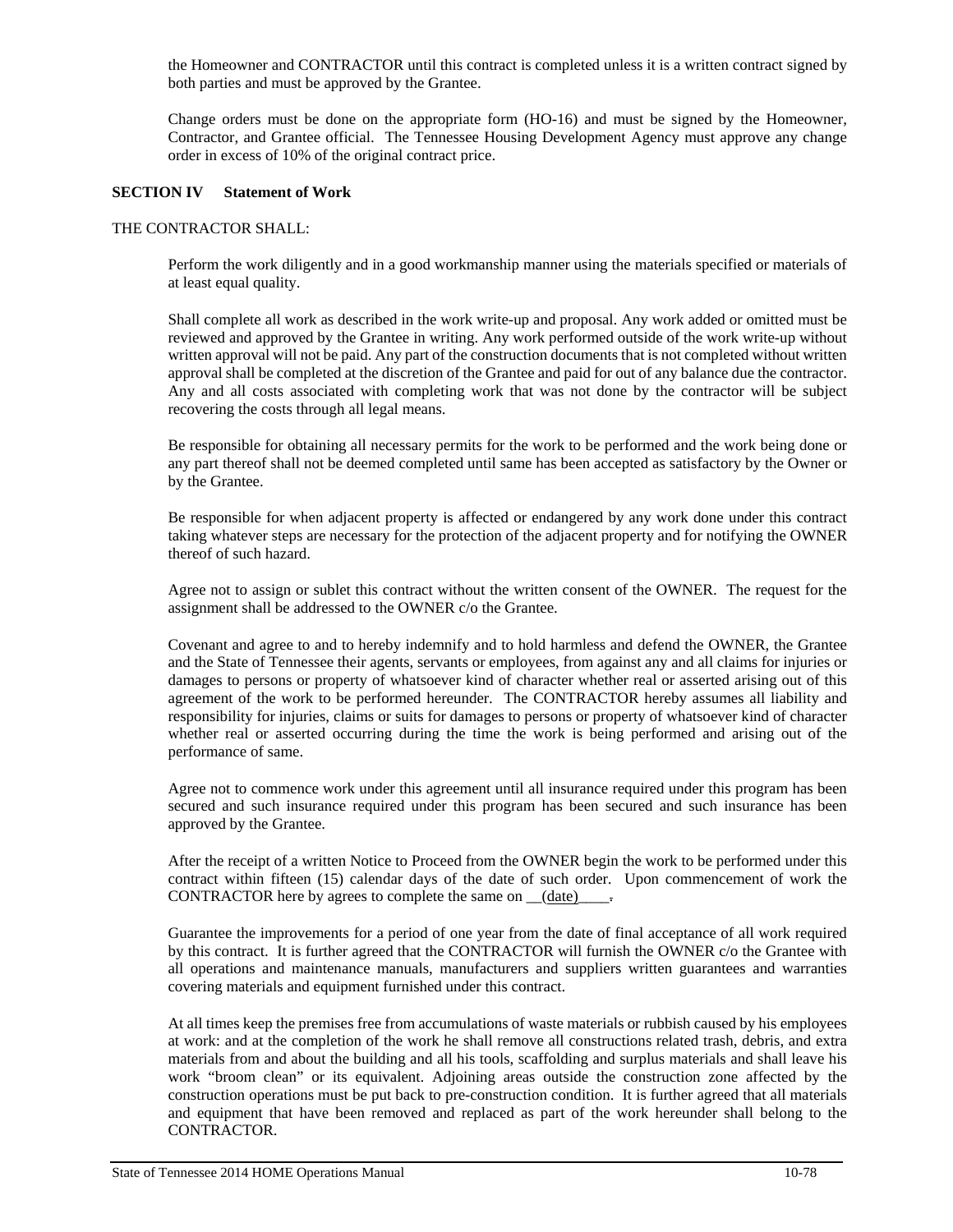the Homeowner and CONTRACTOR until this contract is completed unless it is a written contract signed by both parties and must be approved by the Grantee.

Change orders must be done on the appropriate form (HO-16) and must be signed by the Homeowner, Contractor, and Grantee official. The Tennessee Housing Development Agency must approve any change order in excess of 10% of the original contract price.

**SECTION IV Statement of Work**

THE CONTRACTOR SHALL:

Perform the work diligently and in a good workmanship manner using the materials specified or materials of at least equal quality.

Shall complete all work as described in the work write-up and proposal. Any work added or omitted must be reviewed and approved by the Grantee in writing. Any work performed outside of the work write-up without written approval will not be paid. Any part of the construction documents that is not completed without written approval shall be completed at the discretion of the Grantee and paid for out of any balance due the contractor. Any and all costs associated with completing work that was not done by the contractor will be subject recovering the costs through all legal means.

Be responsible for obtaining all necessary permits for the work to be performed and the work being done or any part thereof shall not be deemed completed until same has been accepted as satisfactory by the Owner or by the Grantee.

Be responsible for when adjacent property is affected or endangered by any work done under this contract taking whatever steps are necessary for the protection of the adjacent property and for notifying the OWNER thereof of such hazard.

Agree not to assign or sublet this contract without the written consent of the OWNER. The request for the assignment shall be addressed to the OWNER c/o the Grantee.

Covenant and agree to and to hereby indemnify and to hold harmless and defend the OWNER, the Grantee and the State of Tennessee their agents, servants or employees, from against any and all claims for injuries or damages to persons or property of whatsoever kind of character whether real or asserted arising out of this agreement of the work to be performed hereunder. The CONTRACTOR hereby assumes all liability and responsibility for injuries, claims or suits for damages to persons or property of whatsoever kind of character whether real or asserted occurring during the time the work is being performed and arising out of the performance of same.

Agree not to commence work under this agreement until all insurance required under this program has been secured and such insurance required under this program has been secured and such insurance has been approved by the Grantee.

After the receipt of a written Notice to Proceed from the OWNER begin the work to be performed under this contract within fifteen (15) calendar days of the date of such order. Upon commencement of work the CONTRACTOR here by agrees to complete the same on __(date)____.

Guarantee the improvements for a period of one year from the date of final acceptance of all work required by this contract. It is further agreed that the CONTRACTOR will furnish the OWNER c/o the Grantee with all operations and maintenance manuals, manufacturers and suppliers written guarantees and warranties covering materials and equipment furnished under this contract.

At all times keep the premises free from accumulations of waste materials or rubbish caused by his employees at work: and at the completion of the work he shall remove all constructions related trash, debris, and extra materials from and about the building and all his tools, scaffolding and surplus materials and shall leave his work "broom clean" or its equivalent. Adjoining areas outside the construction zone affected by the construction operations must be put back to pre-construction condition. It is further agreed that all materials and equipment that have been removed and replaced as part of the work hereunder shall belong to the CONTRACTOR.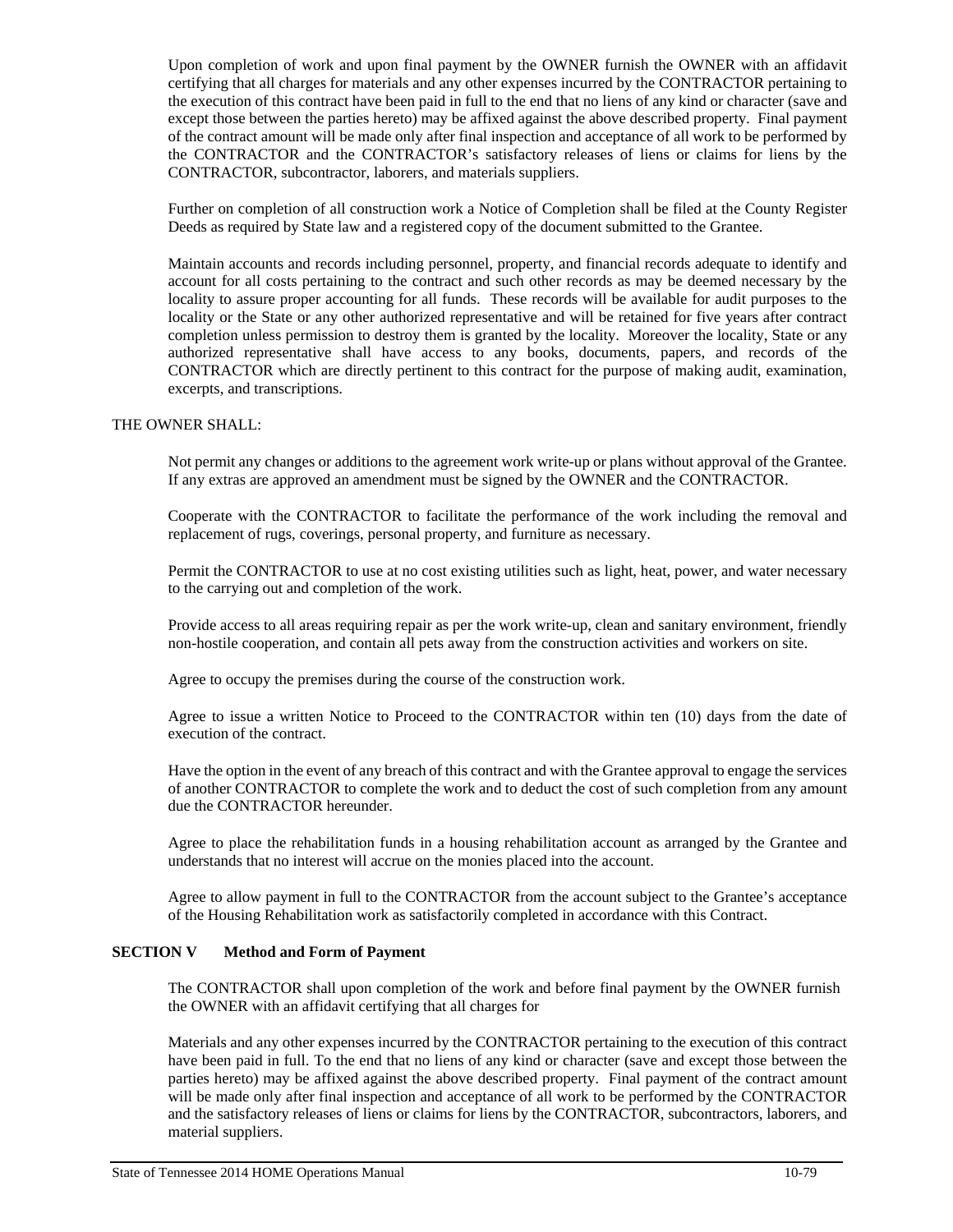Upon completion of work and upon final payment by the OWNER furnish the OWNER with an affidavit certifying that all charges for materials and any other expenses incurred by the CONTRACTOR pertaining to the execution of this contract have been paid in full to the end that no liens of any kind or character (save and except those between the parties hereto) may be affixed against the above described property. Final payment of the contract amount will be made only after final inspection and acceptance of all work to be performed by the CONTRACTOR and the CONTRACTOR's satisfactory releases of liens or claims for liens by the CONTRACTOR, subcontractor, laborers, and materials suppliers.

Further on completion of all construction work a Notice of Completion shall be filed at the County Register Deeds as required by State law and a registered copy of the document submitted to the Grantee.

Maintain accounts and records including personnel, property, and financial records adequate to identify and account for all costs pertaining to the contract and such other records as may be deemed necessary by the locality to assure proper accounting for all funds. These records will be available for audit purposes to the locality or the State or any other authorized representative and will be retained for five years after contract completion unless permission to destroy them is granted by the locality. Moreover the locality, State or any authorized representative shall have access to any books, documents, papers, and records of the CONTRACTOR which are directly pertinent to this contract for the purpose of making audit, examination, excerpts, and transcriptions.

THE OWNER SHALL:

Not permit any changes or additions to the agreement work write-up or plans without approval of the Grantee. If any extras are approved an amendment must be signed by the OWNER and the CONTRACTOR.

Cooperate with the CONTRACTOR to facilitate the performance of the work including the removal and replacement of rugs, coverings, personal property, and furniture as necessary.

Permit the CONTRACTOR to use at no cost existing utilities such as light, heat, power, and water necessary to the carrying out and completion of the work.

Provide access to all areas requiring repair as per the work write-up, clean and sanitary environment, friendly non-hostile cooperation, and contain all pets away from the construction activities and workers on site.

Agree to occupy the premises during the course of the construction work.

Agree to issue a written Notice to Proceed to the CONTRACTOR within ten (10) days from the date of execution of the contract.

Have the option in the event of any breach of this contract and with the Grantee approval to engage the services of another CONTRACTOR to complete the work and to deduct the cost of such completion from any amount due the CONTRACTOR hereunder.

Agree to place the rehabilitation funds in a housing rehabilitation account as arranged by the Grantee and understands that no interest will accrue on the monies placed into the account.

Agree to allow payment in full to the CONTRACTOR from the account subject to the Grantee's acceptance of the Housing Rehabilitation work as satisfactorily completed in accordance with this Contract.

**SECTION V Method and Form of Payment**

The CONTRACTOR shall upon completion of the work and before final payment by the OWNER furnish the OWNER with an affidavit certifying that all charges for

Materials and any other expenses incurred by the CONTRACTOR pertaining to the execution of this contract have been paid in full. To the end that no liens of any kind or character (save and except those between the parties hereto) may be affixed against the above described property. Final payment of the contract amount will be made only after final inspection and acceptance of all work to be performed by the CONTRACTOR and the satisfactory releases of liens or claims for liens by the CONTRACTOR, subcontractors, laborers, and material suppliers.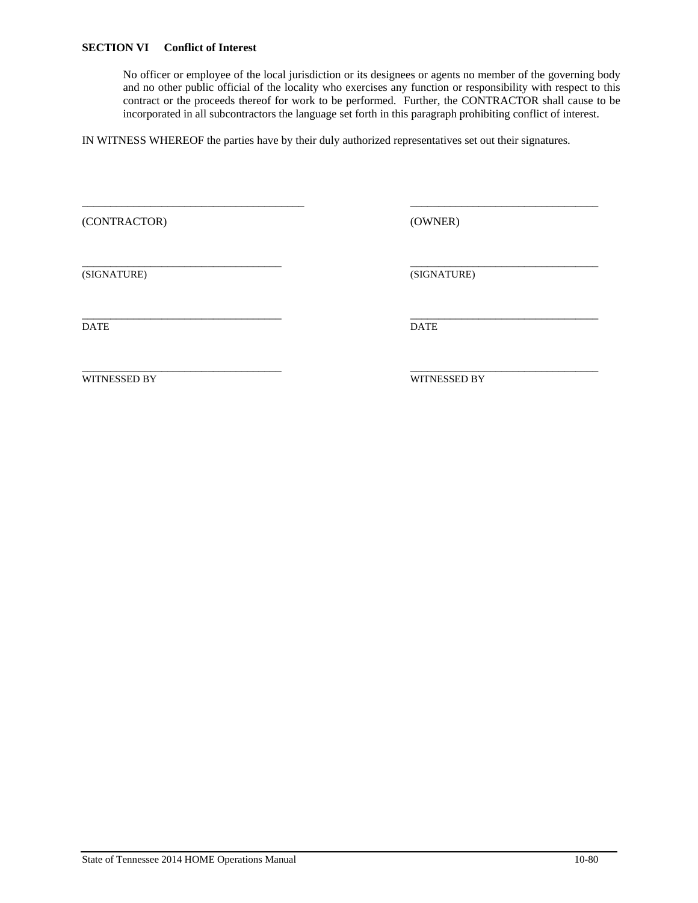**SECTION VI Conflict of Interest**

No officer or employee of the local jurisdiction or its designees or agents no member of the governing body and no other public official of the locality who exercises any function or responsibility with respect to this contract or the proceeds thereof for work to be performed. Further, the CONTRACTOR shall cause to be incorporated in all subcontractors the language set forth in this paragraph prohibiting conflict of interest.

IN WITNESS WHEREOF the parties have by their duly authorized representatives set out their signatures.

| | |
|---|---|
| ______________________________ | ______________________________ |
| (CONTRACTOR) | (OWNER) |
| ______________________________ | ______________________________ |
| (SIGNATURE) | (SIGNATURE) |
| ______________________________ | ______________________________ |
| DATE | DATE |
| ______________________________ | ______________________________ |
| WITNESSED BY | WITNESSED BY |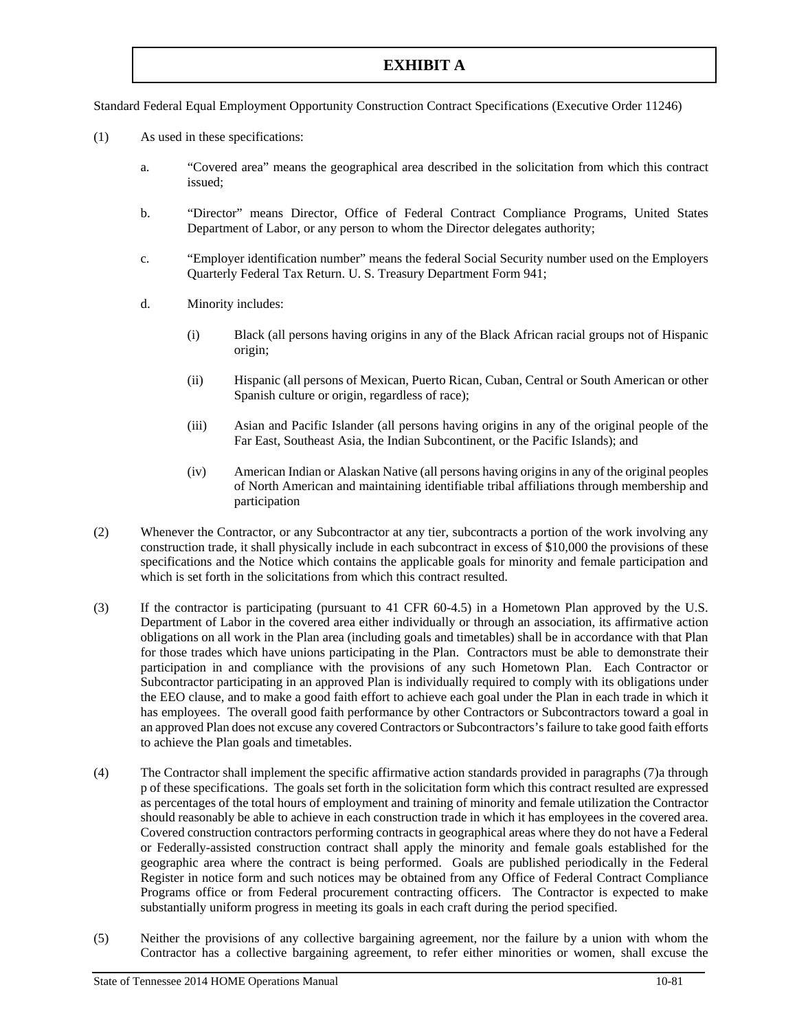# EXHIBIT A

Standard Federal Equal Employment Opportunity Construction Contract Specifications (Executive Order 11246)

(1) As used in these specifications:

a. "Covered area" means the geographical area described in the solicitation from which this contract issued;

b. "Director" means Director, Office of Federal Contract Compliance Programs, United States Department of Labor, or any person to whom the Director delegates authority;

c. "Employer identification number" means the federal Social Security number used on the Employers Quarterly Federal Tax Return. U. S. Treasury Department Form 941;

d. Minority includes:

(i) Black (all persons having origins in any of the Black African racial groups not of Hispanic origin;

(ii) Hispanic (all persons of Mexican, Puerto Rican, Cuban, Central or South American or other Spanish culture or origin, regardless of race);

(iii) Asian and Pacific Islander (all persons having origins in any of the original people of the Far East, Southeast Asia, the Indian Subcontinent, or the Pacific Islands); and

(iv) American Indian or Alaskan Native (all persons having origins in any of the original peoples of North American and maintaining identifiable tribal affiliations through membership and participation

(2) Whenever the Contractor, or any Subcontractor at any tier, subcontracts a portion of the work involving any construction trade, it shall physically include in each subcontract in excess of $10,000 the provisions of these specifications and the Notice which contains the applicable goals for minority and female participation and which is set forth in the solicitations from which this contract resulted.

(3) If the contractor is participating (pursuant to 41 CFR 60-4.5) in a Hometown Plan approved by the U.S. Department of Labor in the covered area either individually or through an association, its affirmative action obligations on all work in the Plan area (including goals and timetables) shall be in accordance with that Plan for those trades which have unions participating in the Plan. Contractors must be able to demonstrate their participation in and compliance with the provisions of any such Hometown Plan. Each Contractor or Subcontractor participating in an approved Plan is individually required to comply with its obligations under the EEO clause, and to make a good faith effort to achieve each goal under the Plan in each trade in which it has employees. The overall good faith performance by other Contractors or Subcontractors toward a goal in an approved Plan does not excuse any covered Contractors or Subcontractors's failure to take good faith efforts to achieve the Plan goals and timetables.

(4) The Contractor shall implement the specific affirmative action standards provided in paragraphs (7)a through p of these specifications. The goals set forth in the solicitation form which this contract resulted are expressed as percentages of the total hours of employment and training of minority and female utilization the Contractor should reasonably be able to achieve in each construction trade in which it has employees in the covered area. Covered construction contractors performing contracts in geographical areas where they do not have a Federal or Federally-assisted construction contract shall apply the minority and female goals established for the geographic area where the contract is being performed. Goals are published periodically in the Federal Register in notice form and such notices may be obtained from any Office of Federal Contract Compliance Programs office or from Federal procurement contracting officers. The Contractor is expected to make substantially uniform progress in meeting its goals in each craft during the period specified.

(5) Neither the provisions of any collective bargaining agreement, nor the failure by a union with whom the Contractor has a collective bargaining agreement, to refer either minorities or women, shall excuse the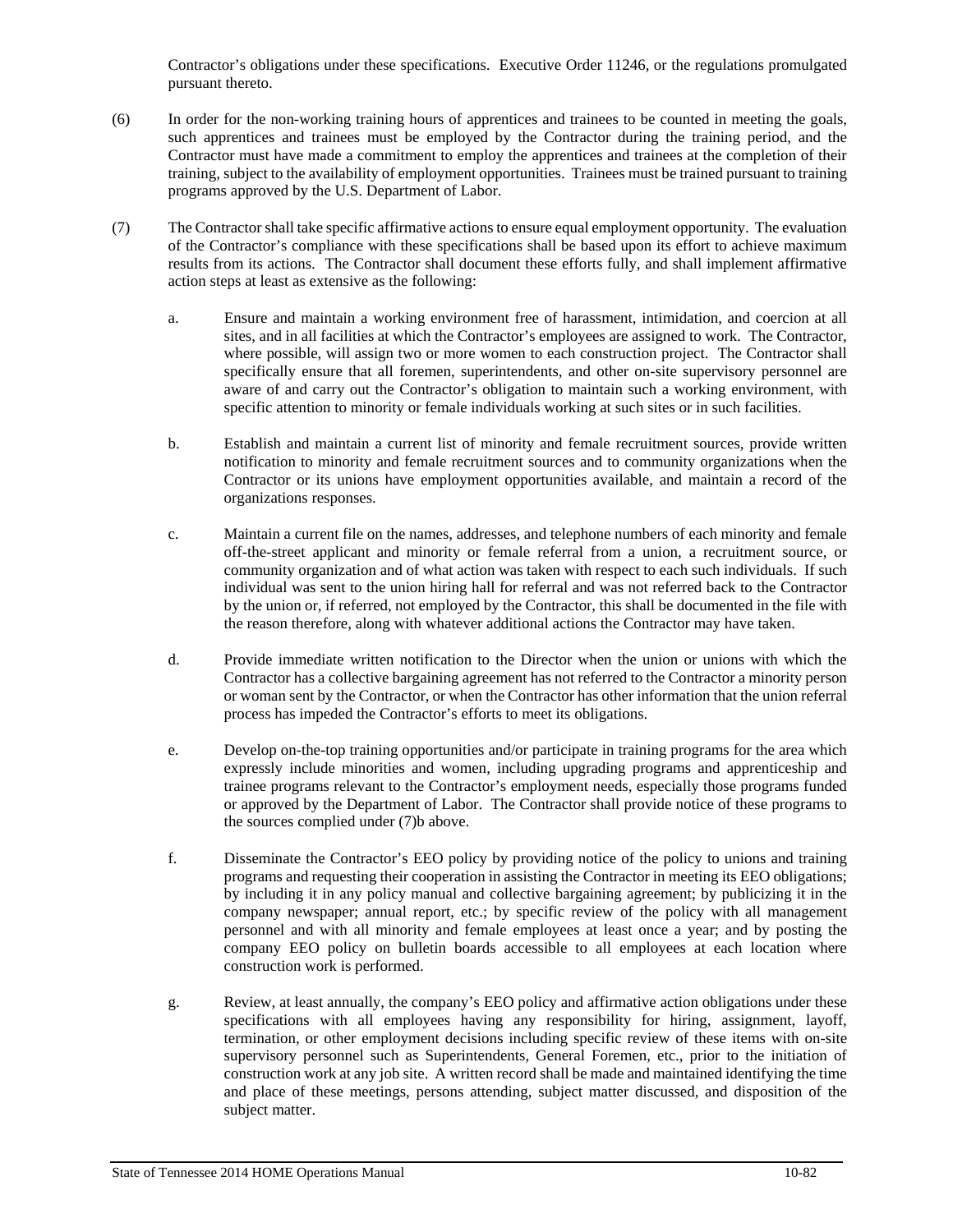Contractor's obligations under these specifications. Executive Order 11246, or the regulations promulgated pursuant thereto.

(6) In order for the non-working training hours of apprentices and trainees to be counted in meeting the goals, such apprentices and trainees must be employed by the Contractor during the training period, and the Contractor must have made a commitment to employ the apprentices and trainees at the completion of their training, subject to the availability of employment opportunities. Trainees must be trained pursuant to training programs approved by the U.S. Department of Labor.

(7) The Contractor shall take specific affirmative actions to ensure equal employment opportunity. The evaluation of the Contractor's compliance with these specifications shall be based upon its effort to achieve maximum results from its actions. The Contractor shall document these efforts fully, and shall implement affirmative action steps at least as extensive as the following:

a. Ensure and maintain a working environment free of harassment, intimidation, and coercion at all sites, and in all facilities at which the Contractor's employees are assigned to work. The Contractor, where possible, will assign two or more women to each construction project. The Contractor shall specifically ensure that all foremen, superintendents, and other on-site supervisory personnel are aware of and carry out the Contractor's obligation to maintain such a working environment, with specific attention to minority or female individuals working at such sites or in such facilities.

b. Establish and maintain a current list of minority and female recruitment sources, provide written notification to minority and female recruitment sources and to community organizations when the Contractor or its unions have employment opportunities available, and maintain a record of the organizations responses.

c. Maintain a current file on the names, addresses, and telephone numbers of each minority and female off-the-street applicant and minority or female referral from a union, a recruitment source, or community organization and of what action was taken with respect to each such individuals. If such individual was sent to the union hiring hall for referral and was not referred back to the Contractor by the union or, if referred, not employed by the Contractor, this shall be documented in the file with the reason therefore, along with whatever additional actions the Contractor may have taken.

d. Provide immediate written notification to the Director when the union or unions with which the Contractor has a collective bargaining agreement has not referred to the Contractor a minority person or woman sent by the Contractor, or when the Contractor has other information that the union referral process has impeded the Contractor's efforts to meet its obligations.

e. Develop on-the-top training opportunities and/or participate in training programs for the area which expressly include minorities and women, including upgrading programs and apprenticeship and trainee programs relevant to the Contractor's employment needs, especially those programs funded or approved by the Department of Labor. The Contractor shall provide notice of these programs to the sources complied under (7)b above.

f. Disseminate the Contractor's EEO policy by providing notice of the policy to unions and training programs and requesting their cooperation in assisting the Contractor in meeting its EEO obligations; by including it in any policy manual and collective bargaining agreement; by publicizing it in the company newspaper; annual report, etc.; by specific review of the policy with all management personnel and with all minority and female employees at least once a year; and by posting the company EEO policy on bulletin boards accessible to all employees at each location where construction work is performed.

g. Review, at least annually, the company's EEO policy and affirmative action obligations under these specifications with all employees having any responsibility for hiring, assignment, layoff, termination, or other employment decisions including specific review of these items with on-site supervisory personnel such as Superintendents, General Foremen, etc., prior to the initiation of construction work at any job site. A written record shall be made and maintained identifying the time and place of these meetings, persons attending, subject matter discussed, and disposition of the subject matter.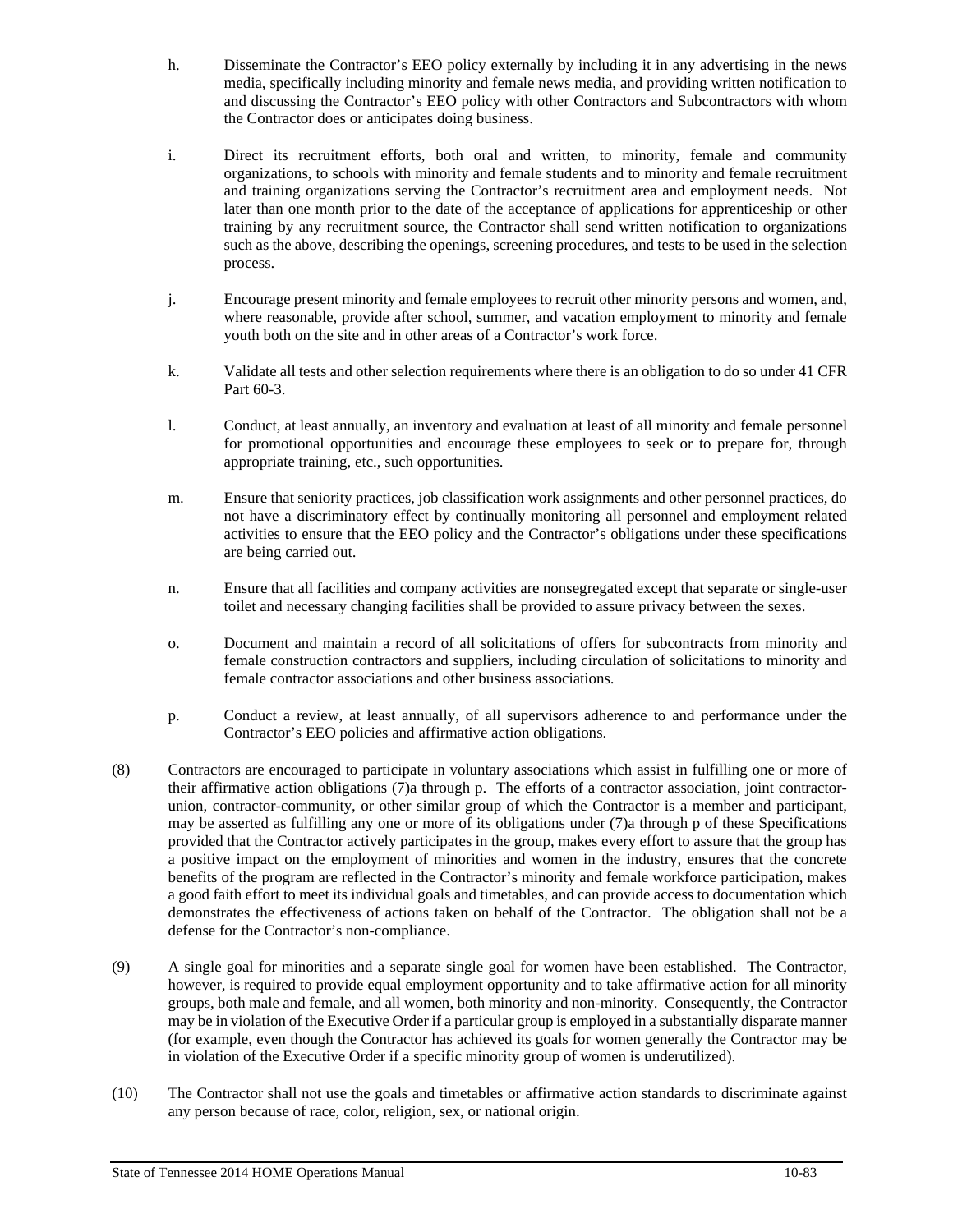h. Disseminate the Contractor's EEO policy externally by including it in any advertising in the news media, specifically including minority and female news media, and providing written notification to and discussing the Contractor's EEO policy with other Contractors and Subcontractors with whom the Contractor does or anticipates doing business.

i. Direct its recruitment efforts, both oral and written, to minority, female and community organizations, to schools with minority and female students and to minority and female recruitment and training organizations serving the Contractor's recruitment area and employment needs. Not later than one month prior to the date of the acceptance of applications for apprenticeship or other training by any recruitment source, the Contractor shall send written notification to organizations such as the above, describing the openings, screening procedures, and tests to be used in the selection process.

j. Encourage present minority and female employees to recruit other minority persons and women, and, where reasonable, provide after school, summer, and vacation employment to minority and female youth both on the site and in other areas of a Contractor's work force.

k. Validate all tests and other selection requirements where there is an obligation to do so under 41 CFR Part 60-3.

l. Conduct, at least annually, an inventory and evaluation at least of all minority and female personnel for promotional opportunities and encourage these employees to seek or to prepare for, through appropriate training, etc., such opportunities.

m. Ensure that seniority practices, job classification work assignments and other personnel practices, do not have a discriminatory effect by continually monitoring all personnel and employment related activities to ensure that the EEO policy and the Contractor's obligations under these specifications are being carried out.

n. Ensure that all facilities and company activities are nonsegregated except that separate or single-user toilet and necessary changing facilities shall be provided to assure privacy between the sexes.

o. Document and maintain a record of all solicitations of offers for subcontracts from minority and female construction contractors and suppliers, including circulation of solicitations to minority and female contractor associations and other business associations.

p. Conduct a review, at least annually, of all supervisors adherence to and performance under the Contractor's EEO policies and affirmative action obligations.

(8) Contractors are encouraged to participate in voluntary associations which assist in fulfilling one or more of their affirmative action obligations (7)a through p. The efforts of a contractor association, joint contractor-union, contractor-community, or other similar group of which the Contractor is a member and participant, may be asserted as fulfilling any one or more of its obligations under (7)a through p of these Specifications provided that the Contractor actively participates in the group, makes every effort to assure that the group has a positive impact on the employment of minorities and women in the industry, ensures that the concrete benefits of the program are reflected in the Contractor's minority and female workforce participation, makes a good faith effort to meet its individual goals and timetables, and can provide access to documentation which demonstrates the effectiveness of actions taken on behalf of the Contractor. The obligation shall not be a defense for the Contractor's non-compliance.

(9) A single goal for minorities and a separate single goal for women have been established. The Contractor, however, is required to provide equal employment opportunity and to take affirmative action for all minority groups, both male and female, and all women, both minority and non-minority. Consequently, the Contractor may be in violation of the Executive Order if a particular group is employed in a substantially disparate manner (for example, even though the Contractor has achieved its goals for women generally the Contractor may be in violation of the Executive Order if a specific minority group of women is underutilized).

(10) The Contractor shall not use the goals and timetables or affirmative action standards to discriminate against any person because of race, color, religion, sex, or national origin.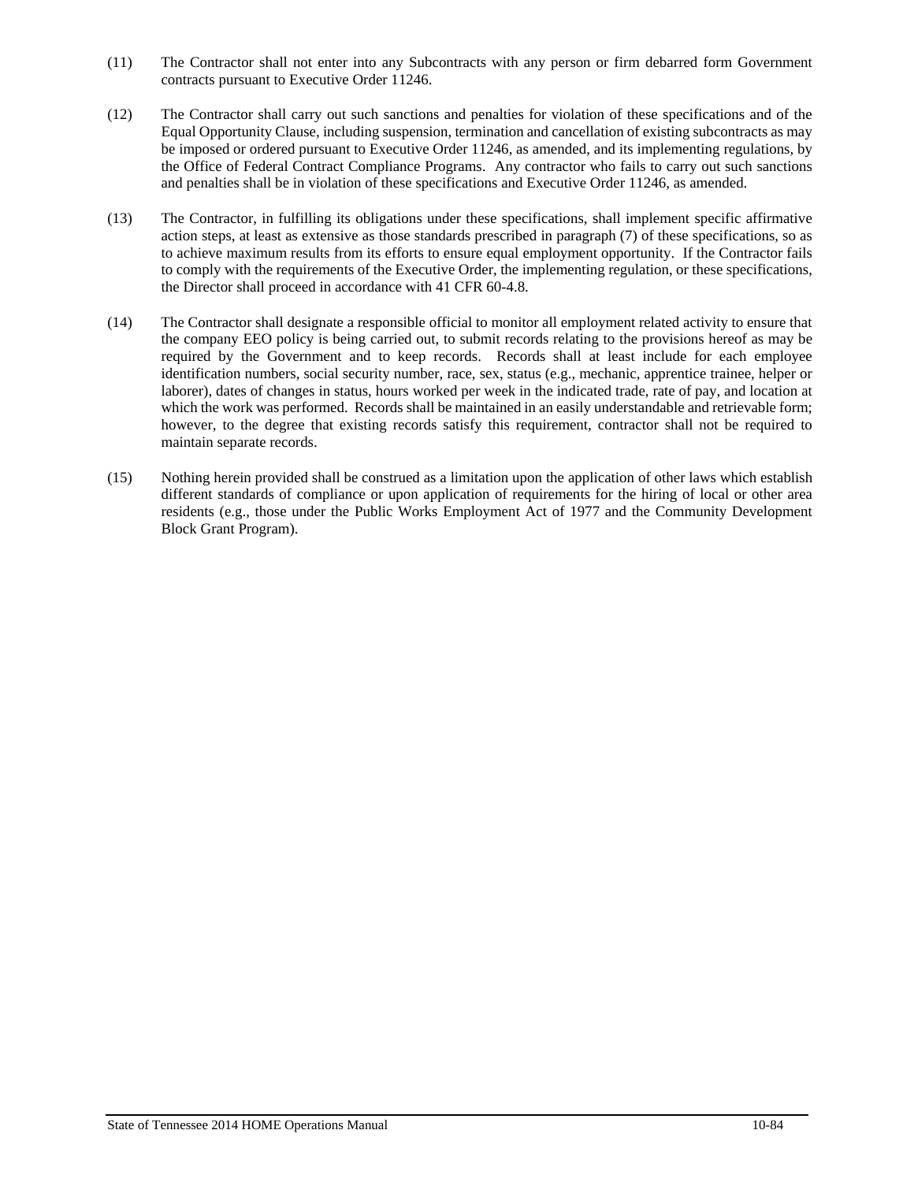(11) The Contractor shall not enter into any Subcontracts with any person or firm debarred form Government contracts pursuant to Executive Order 11246.

(12) The Contractor shall carry out such sanctions and penalties for violation of these specifications and of the Equal Opportunity Clause, including suspension, termination and cancellation of existing subcontracts as may be imposed or ordered pursuant to Executive Order 11246, as amended, and its implementing regulations, by the Office of Federal Contract Compliance Programs. Any contractor who fails to carry out such sanctions and penalties shall be in violation of these specifications and Executive Order 11246, as amended.

(13) The Contractor, in fulfilling its obligations under these specifications, shall implement specific affirmative action steps, at least as extensive as those standards prescribed in paragraph (7) of these specifications, so as to achieve maximum results from its efforts to ensure equal employment opportunity. If the Contractor fails to comply with the requirements of the Executive Order, the implementing regulation, or these specifications, the Director shall proceed in accordance with 41 CFR 60-4.8.

(14) The Contractor shall designate a responsible official to monitor all employment related activity to ensure that the company EEO policy is being carried out, to submit records relating to the provisions hereof as may be required by the Government and to keep records. Records shall at least include for each employee identification numbers, social security number, race, sex, status (e.g., mechanic, apprentice trainee, helper or laborer), dates of changes in status, hours worked per week in the indicated trade, rate of pay, and location at which the work was performed. Records shall be maintained in an easily understandable and retrievable form; however, to the degree that existing records satisfy this requirement, contractor shall not be required to maintain separate records.

(15) Nothing herein provided shall be construed as a limitation upon the application of other laws which establish different standards of compliance or upon application of requirements for the hiring of local or other area residents (e.g., those under the Public Works Employment Act of 1977 and the Community Development Block Grant Program).